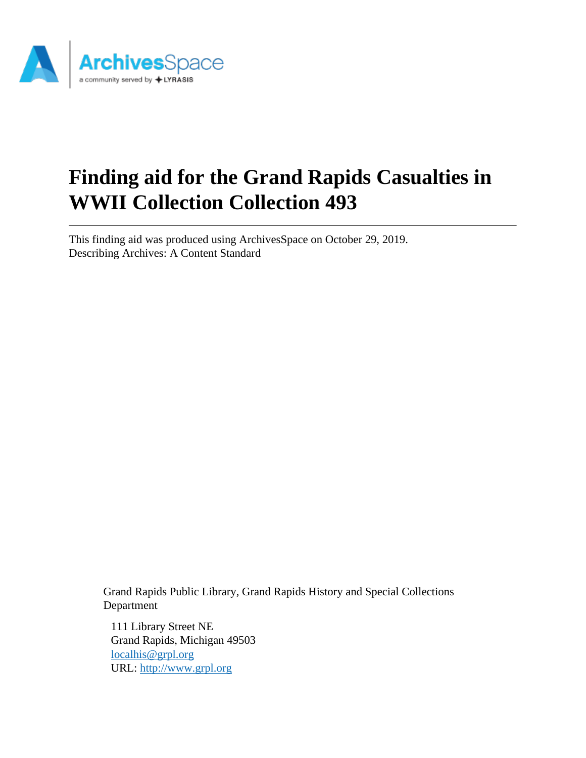# Finding aid for the Grand Rapids Casualties in WWII Collection Collection 493

This finding aid was produced using ArchivesSpace on October 29, 2019.
Describing Archives: A Content Standard

Grand Rapids Public Library, Grand Rapids History and Special Collections Department

111 Library Street NE
Grand Rapids, Michigan 49503
[localhis@grpl.org](mailto:localhis@grpl.org)
URL: [http://www.grpl.org](http://www.grpl.org)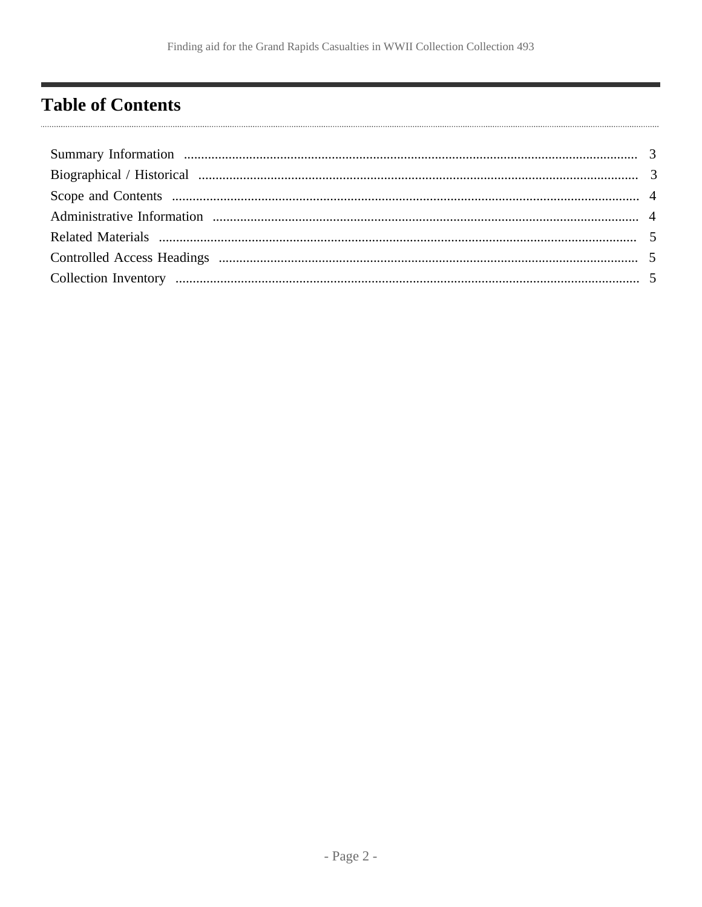# Table of Contents

| Section | Page |
| --- | --- |
| Summary Information | 3 |
| Biographical / Historical | 3 |
| Scope and Contents | 4 |
| Administrative Information | 4 |
| Related Materials | 5 |
| Controlled Access Headings | 5 |
| Collection Inventory | 5 |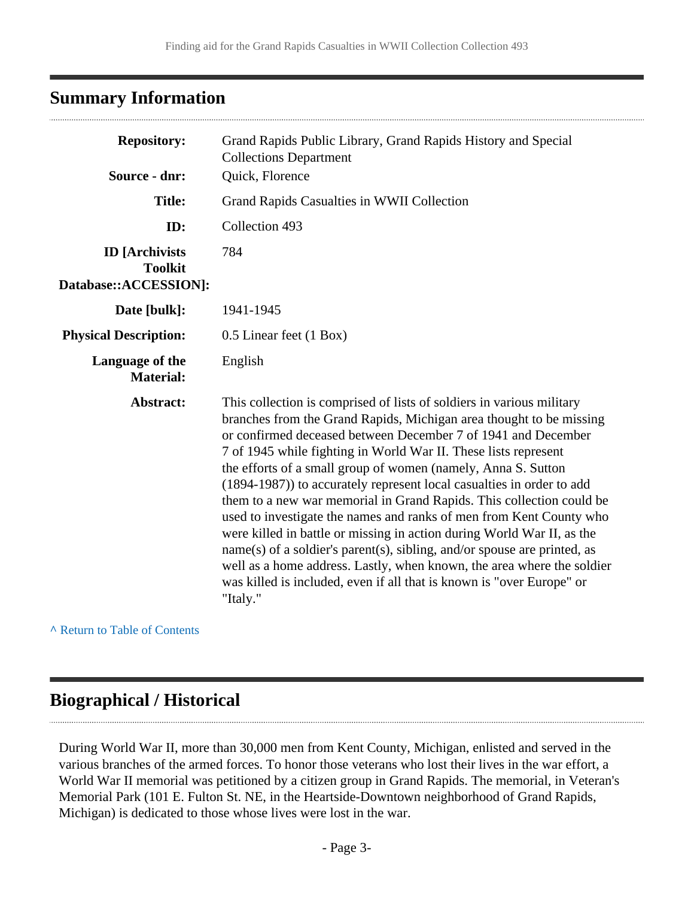## Summary Information

| | |
|---|---|
| **Repository:** | Grand Rapids Public Library, Grand Rapids History and Special Collections Department |
| **Source - dnr:** | Quick, Florence |
| **Title:** | Grand Rapids Casualties in WWII Collection |
| **ID:** | Collection 493 |
| **ID [Archivists Toolkit Database::ACCESSION]:** | 784 |
| **Date [bulk]:** | 1941-1945 |
| **Physical Description:** | 0.5 Linear feet (1 Box) |
| **Language of the Material:** | English |
| **Abstract:** | This collection is comprised of lists of soldiers in various military branches from the Grand Rapids, Michigan area thought to be missing or confirmed deceased between December 7 of 1941 and December 7 of 1945 while fighting in World War II. These lists represent the efforts of a small group of women (namely, Anna S. Sutton (1894-1987)) to accurately represent local casualties in order to add them to a new war memorial in Grand Rapids. This collection could be used to investigate the names and ranks of men from Kent County who were killed in battle or missing in action during World War II, as the name(s) of a soldier's parent(s), sibling, and/or spouse are printed, as well as a home address. Lastly, when known, the area where the soldier was killed is included, even if all that is known is "over Europe" or "Italy." |

^ Return to Table of Contents

## Biographical / Historical

During World War II, more than 30,000 men from Kent County, Michigan, enlisted and served in the various branches of the armed forces. To honor those veterans who lost their lives in the war effort, a World War II memorial was petitioned by a citizen group in Grand Rapids. The memorial, in Veteran's Memorial Park (101 E. Fulton St. NE, in the Heartside-Downtown neighborhood of Grand Rapids, Michigan) is dedicated to those whose lives were lost in the war.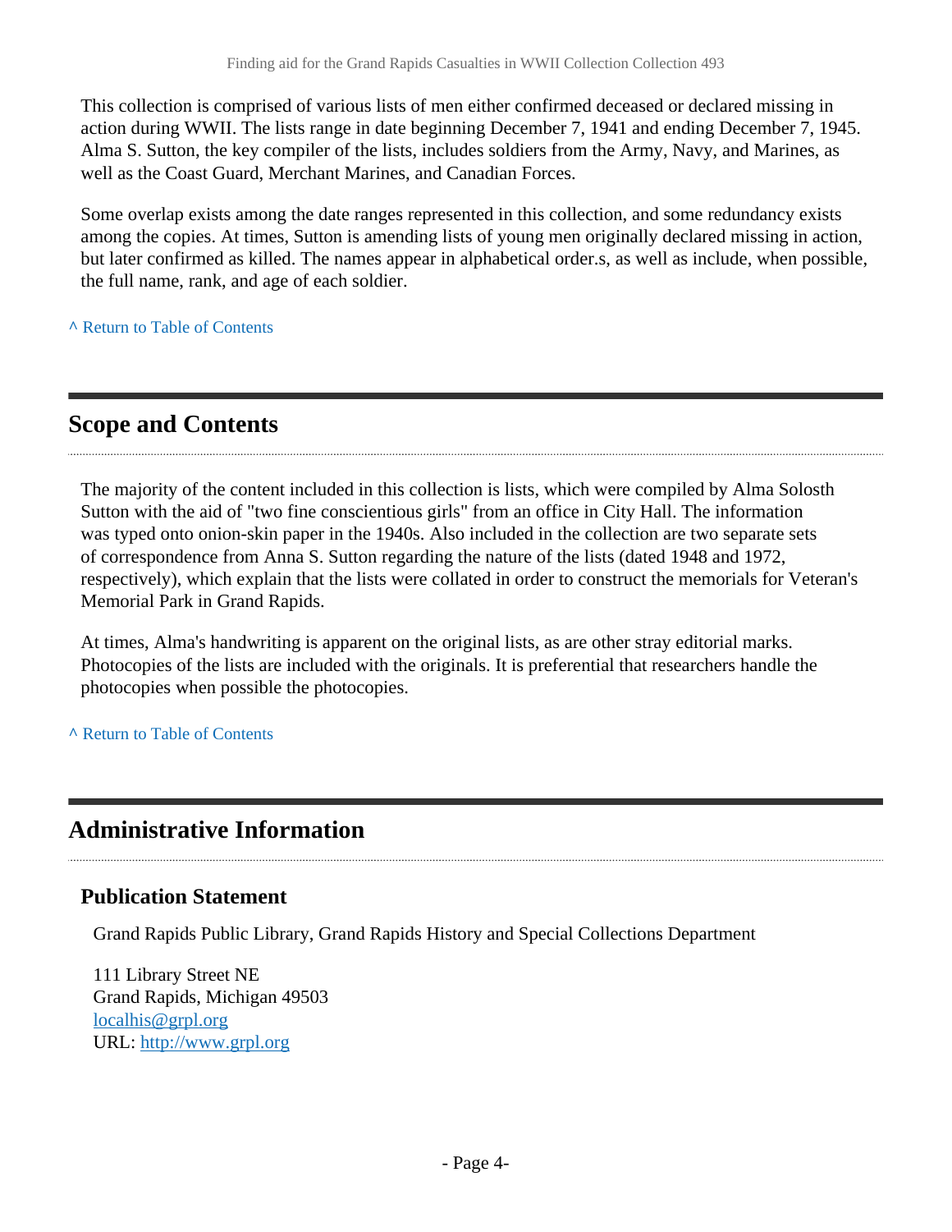This collection is comprised of various lists of men either confirmed deceased or declared missing in action during WWII. The lists range in date beginning December 7, 1941 and ending December 7, 1945. Alma S. Sutton, the key compiler of the lists, includes soldiers from the Army, Navy, and Marines, as well as the Coast Guard, Merchant Marines, and Canadian Forces.

Some overlap exists among the date ranges represented in this collection, and some redundancy exists among the copies. At times, Sutton is amending lists of young men originally declared missing in action, but later confirmed as killed. The names appear in alphabetical order.s, as well as include, when possible, the full name, rank, and age of each soldier.

^ Return to Table of Contents

## Scope and Contents

The majority of the content included in this collection is lists, which were compiled by Alma Solosth Sutton with the aid of "two fine conscientious girls" from an office in City Hall. The information was typed onto onion-skin paper in the 1940s. Also included in the collection are two separate sets of correspondence from Anna S. Sutton regarding the nature of the lists (dated 1948 and 1972, respectively), which explain that the lists were collated in order to construct the memorials for Veteran's Memorial Park in Grand Rapids.

At times, Alma's handwriting is apparent on the original lists, as are other stray editorial marks. Photocopies of the lists are included with the originals. It is preferential that researchers handle the photocopies when possible the photocopies.

^ Return to Table of Contents

## Administrative Information

### Publication Statement

Grand Rapids Public Library, Grand Rapids History and Special Collections Department

111 Library Street NE
Grand Rapids, Michigan 49503
localhis@grpl.org
URL: http://www.grpl.org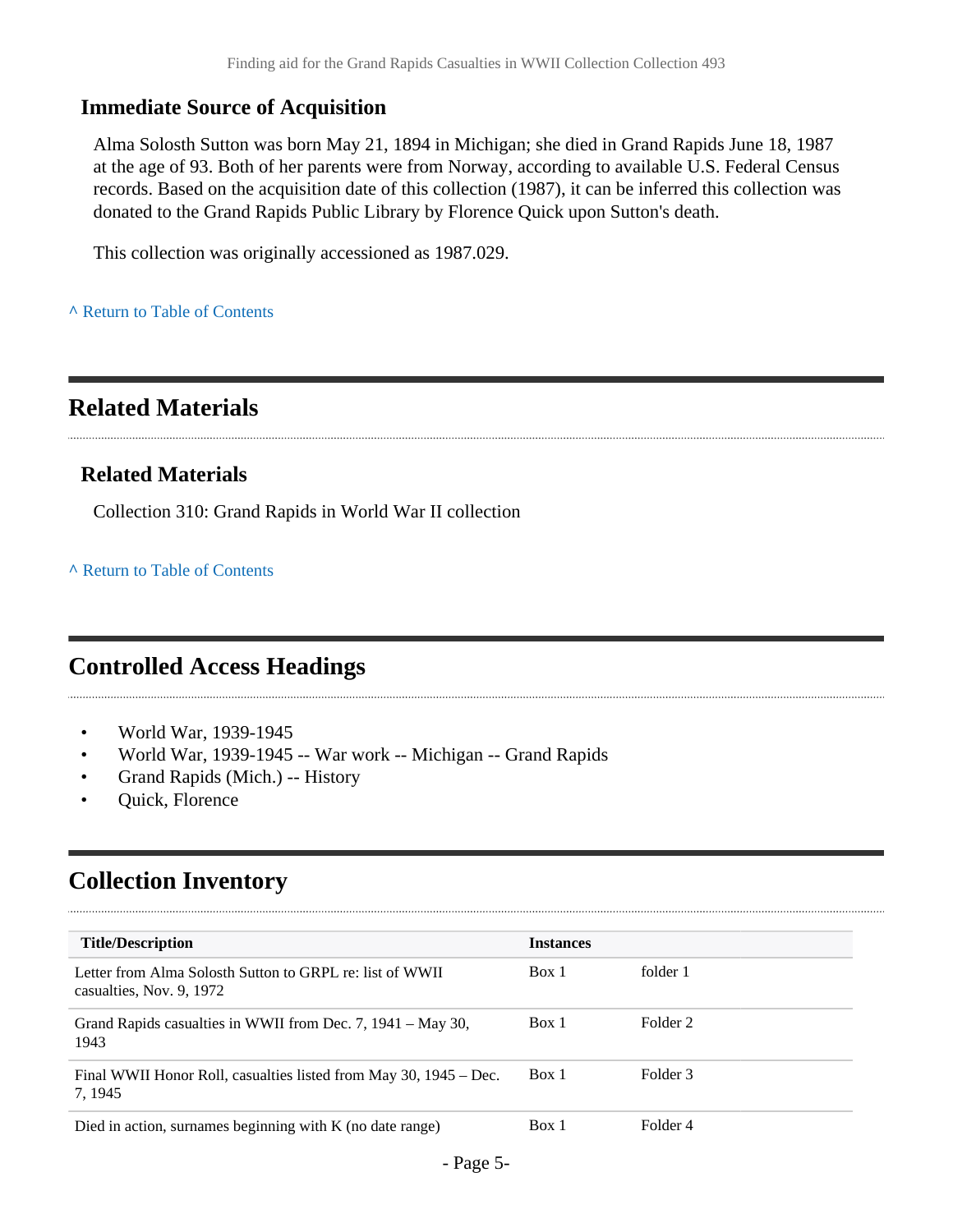### Immediate Source of Acquisition

Alma Solosth Sutton was born May 21, 1894 in Michigan; she died in Grand Rapids June 18, 1987 at the age of 93. Both of her parents were from Norway, according to available U.S. Federal Census records. Based on the acquisition date of this collection (1987), it can be inferred this collection was donated to the Grand Rapids Public Library by Florence Quick upon Sutton's death.

This collection was originally accessioned as 1987.029.

^ Return to Table of Contents

## Related Materials

### Related Materials

Collection 310: Grand Rapids in World War II collection

^ Return to Table of Contents

## Controlled Access Headings

- World War, 1939-1945
- World War, 1939-1945 -- War work -- Michigan -- Grand Rapids
- Grand Rapids (Mich.) -- History
- Quick, Florence

## Collection Inventory

| Title/Description | Instances | |
|---|---|---|
| Letter from Alma Solosth Sutton to GRPL re: list of WWII casualties, Nov. 9, 1972 | Box 1 | folder 1 |
| Grand Rapids casualties in WWII from Dec. 7, 1941 – May 30, 1943 | Box 1 | Folder 2 |
| Final WWII Honor Roll, casualties listed from May 30, 1945 – Dec. 7, 1945 | Box 1 | Folder 3 |
| Died in action, surnames beginning with K (no date range) | Box 1 | Folder 4 |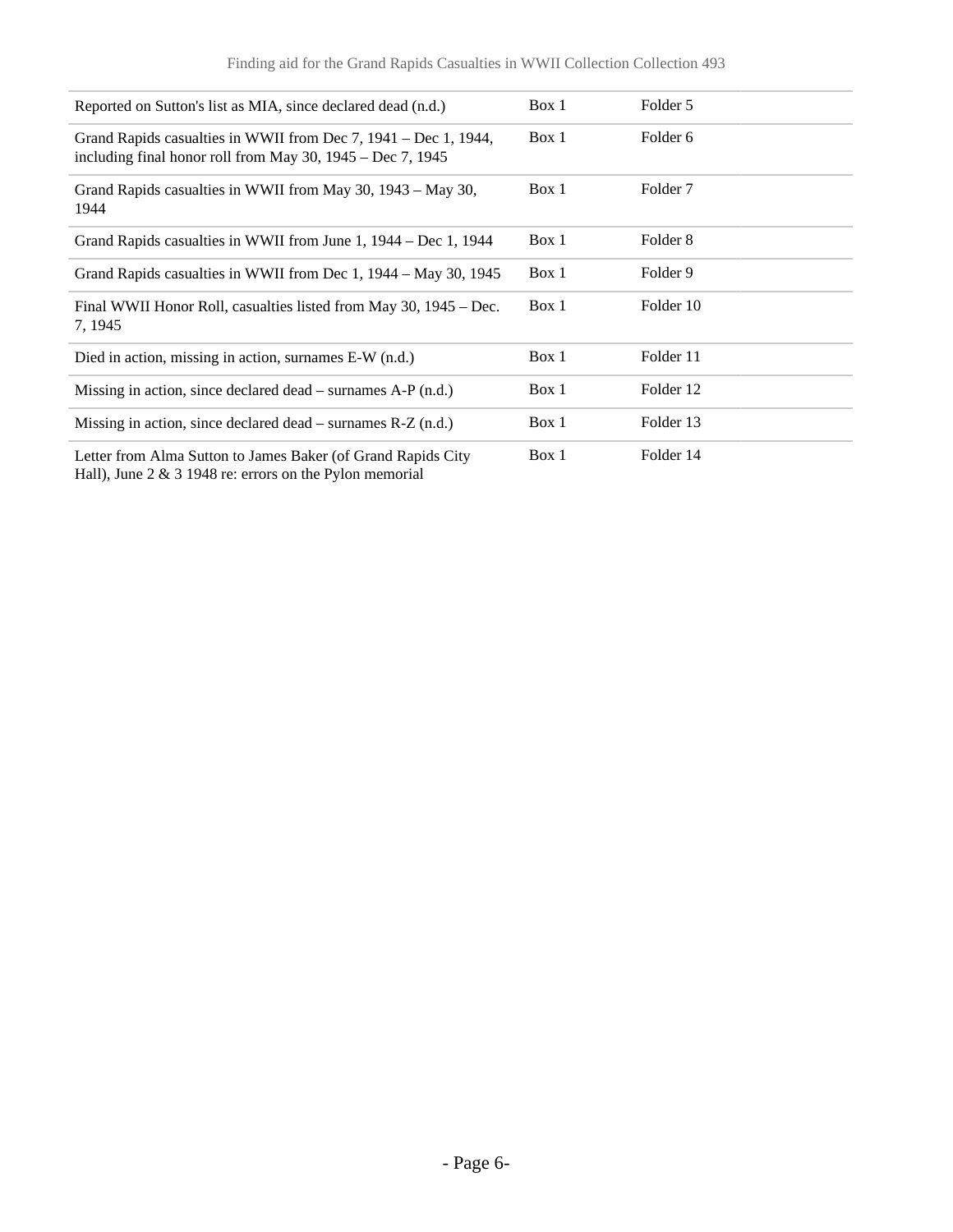| | | |
|---|---|---|
| Reported on Sutton's list as MIA, since declared dead (n.d.) | Box 1 | Folder 5 |
| Grand Rapids casualties in WWII from Dec 7, 1941 – Dec 1, 1944, including final honor roll from May 30, 1945 – Dec 7, 1945 | Box 1 | Folder 6 |
| Grand Rapids casualties in WWII from May 30, 1943 – May 30, 1944 | Box 1 | Folder 7 |
| Grand Rapids casualties in WWII from June 1, 1944 – Dec 1, 1944 | Box 1 | Folder 8 |
| Grand Rapids casualties in WWII from Dec 1, 1944 – May 30, 1945 | Box 1 | Folder 9 |
| Final WWII Honor Roll, casualties listed from May 30, 1945 – Dec. 7, 1945 | Box 1 | Folder 10 |
| Died in action, missing in action, surnames E-W (n.d.) | Box 1 | Folder 11 |
| Missing in action, since declared dead – surnames A-P (n.d.) | Box 1 | Folder 12 |
| Missing in action, since declared dead – surnames R-Z (n.d.) | Box 1 | Folder 13 |
| Letter from Alma Sutton to James Baker (of Grand Rapids City Hall), June 2 & 3 1948 re: errors on the Pylon memorial | Box 1 | Folder 14 |